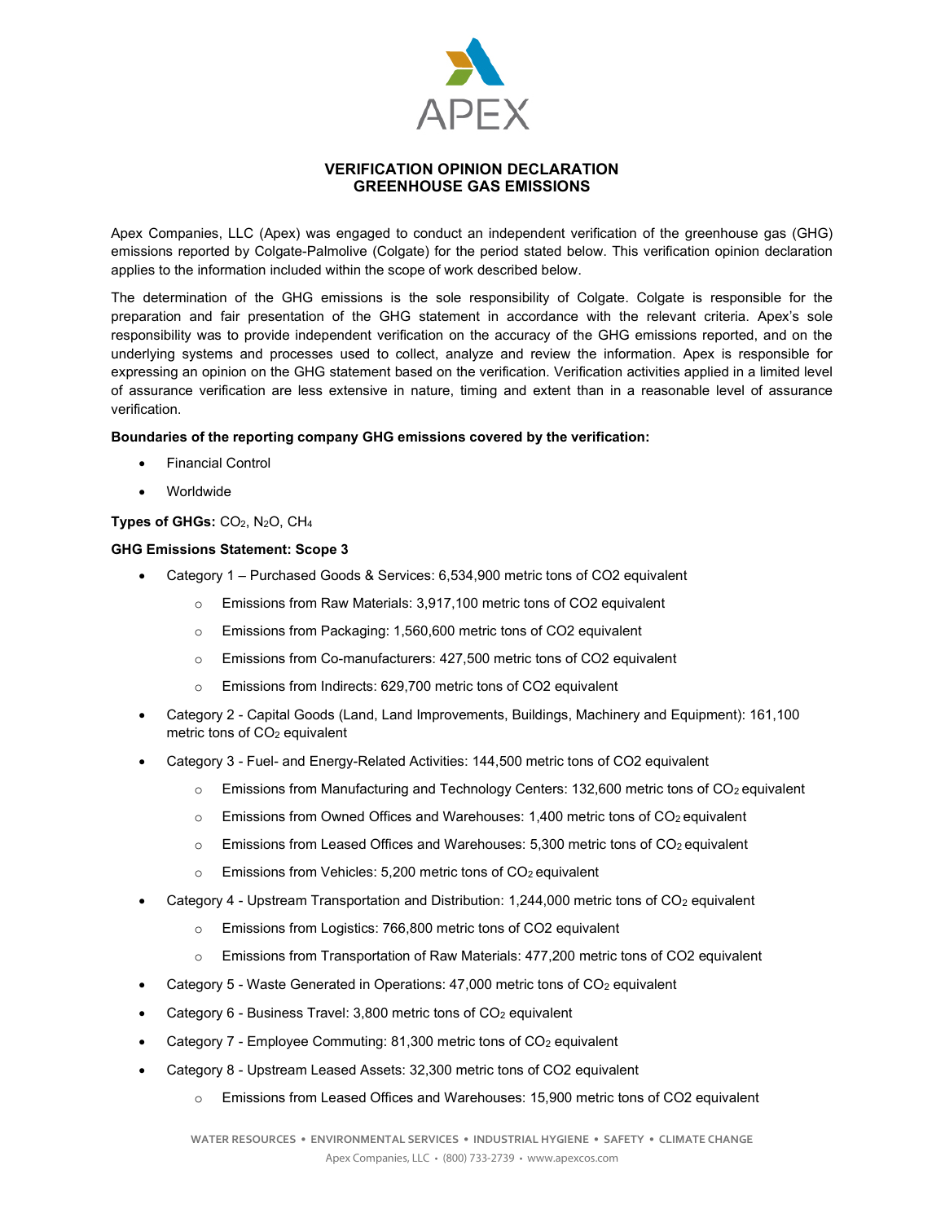# APEX

## VERIFICATION OPINION DECLARATION
## GREENHOUSE GAS EMISSIONS

Apex Companies, LLC (Apex) was engaged to conduct an independent verification of the greenhouse gas (GHG) emissions reported by Colgate-Palmolive (Colgate) for the period stated below. This verification opinion declaration applies to the information included within the scope of work described below.

The determination of the GHG emissions is the sole responsibility of Colgate. Colgate is responsible for the preparation and fair presentation of the GHG statement in accordance with the relevant criteria. Apex's sole responsibility was to provide independent verification on the accuracy of the GHG emissions reported, and on the underlying systems and processes used to collect, analyze and review the information. Apex is responsible for expressing an opinion on the GHG statement based on the verification. Verification activities applied in a limited level of assurance verification are less extensive in nature, timing and extent than in a reasonable level of assurance verification.

**Boundaries of the reporting company GHG emissions covered by the verification:**

- Financial Control
- Worldwide

**Types of GHGs:** $CO_2$, $N_2O$, $CH_4$

**GHG Emissions Statement: Scope 3**

- Category 1 – Purchased Goods & Services: 6,534,900 metric tons of CO2 equivalent
  - Emissions from Raw Materials: 3,917,100 metric tons of CO2 equivalent
  - Emissions from Packaging: 1,560,600 metric tons of CO2 equivalent
  - Emissions from Co-manufacturers: 427,500 metric tons of CO2 equivalent
  - Emissions from Indirects: 629,700 metric tons of CO2 equivalent
- Category 2 - Capital Goods (Land, Land Improvements, Buildings, Machinery and Equipment): 161,100 metric tons of $CO_2$ equivalent
- Category 3 - Fuel- and Energy-Related Activities: 144,500 metric tons of CO2 equivalent
  - Emissions from Manufacturing and Technology Centers: 132,600 metric tons of $CO_2$ equivalent
  - Emissions from Owned Offices and Warehouses: 1,400 metric tons of $CO_2$ equivalent
  - Emissions from Leased Offices and Warehouses: 5,300 metric tons of $CO_2$ equivalent
  - Emissions from Vehicles: 5,200 metric tons of $CO_2$ equivalent
- Category 4 - Upstream Transportation and Distribution: 1,244,000 metric tons of $CO_2$ equivalent
  - Emissions from Logistics: 766,800 metric tons of CO2 equivalent
  - Emissions from Transportation of Raw Materials: 477,200 metric tons of CO2 equivalent
- Category 5 - Waste Generated in Operations: 47,000 metric tons of $CO_2$ equivalent
- Category 6 - Business Travel: 3,800 metric tons of $CO_2$ equivalent
- Category 7 - Employee Commuting: 81,300 metric tons of $CO_2$ equivalent
- Category 8 - Upstream Leased Assets: 32,300 metric tons of CO2 equivalent
  - Emissions from Leased Offices and Warehouses: 15,900 metric tons of CO2 equivalent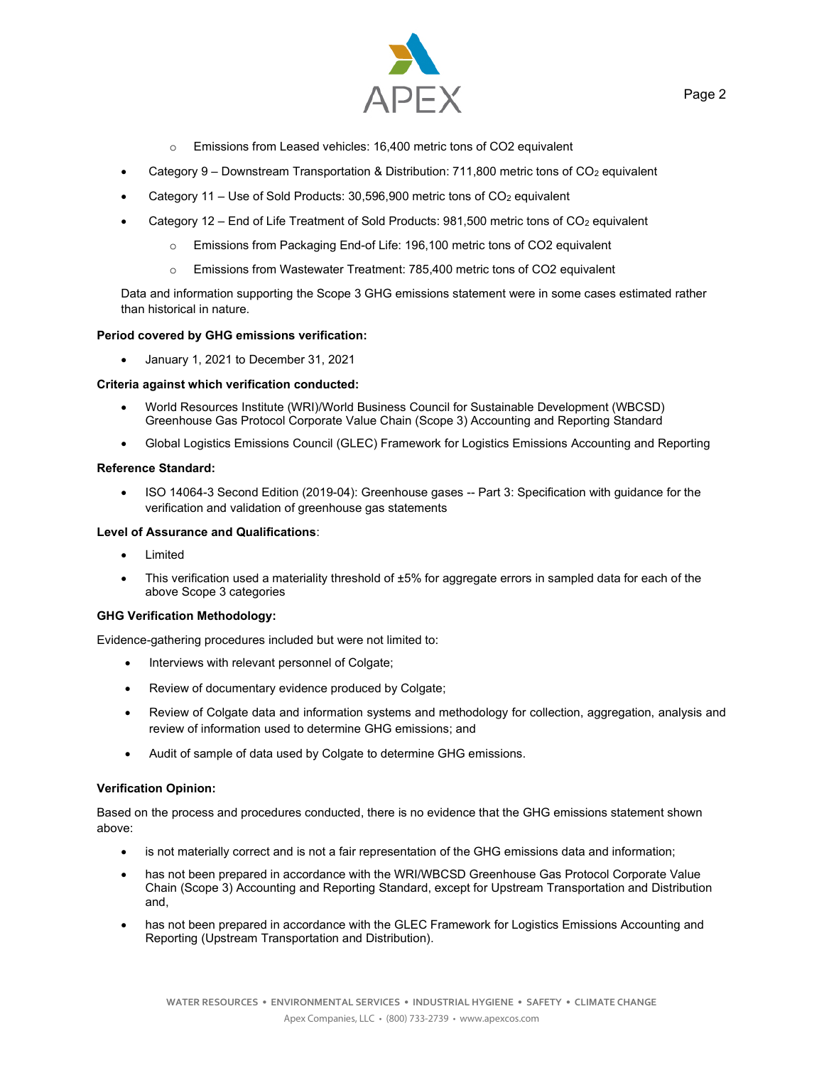- Emissions from Leased vehicles: 16,400 metric tons of CO2 equivalent
- Category 9 – Downstream Transportation & Distribution: 711,800 metric tons of $CO_2$ equivalent
- Category 11 – Use of Sold Products: 30,596,900 metric tons of $CO_2$ equivalent
- Category 12 – End of Life Treatment of Sold Products: 981,500 metric tons of $CO_2$ equivalent
   - Emissions from Packaging End-of Life: 196,100 metric tons of CO2 equivalent
   - Emissions from Wastewater Treatment: 785,400 metric tons of CO2 equivalent

Data and information supporting the Scope 3 GHG emissions statement were in some cases estimated rather than historical in nature.

**Period covered by GHG emissions verification:**

- January 1, 2021 to December 31, 2021

**Criteria against which verification conducted:**

- World Resources Institute (WRI)/World Business Council for Sustainable Development (WBCSD) Greenhouse Gas Protocol Corporate Value Chain (Scope 3) Accounting and Reporting Standard
- Global Logistics Emissions Council (GLEC) Framework for Logistics Emissions Accounting and Reporting

**Reference Standard:**

- ISO 14064-3 Second Edition (2019-04): Greenhouse gases -- Part 3: Specification with guidance for the verification and validation of greenhouse gas statements

**Level of Assurance and Qualifications**:

- Limited
- This verification used a materiality threshold of ±5% for aggregate errors in sampled data for each of the above Scope 3 categories

**GHG Verification Methodology:**

Evidence-gathering procedures included but were not limited to:

- Interviews with relevant personnel of Colgate;
- Review of documentary evidence produced by Colgate;
- Review of Colgate data and information systems and methodology for collection, aggregation, analysis and review of information used to determine GHG emissions; and
- Audit of sample of data used by Colgate to determine GHG emissions.

**Verification Opinion:**

Based on the process and procedures conducted, there is no evidence that the GHG emissions statement shown above:

- is not materially correct and is not a fair representation of the GHG emissions data and information;
- has not been prepared in accordance with the WRI/WBCSD Greenhouse Gas Protocol Corporate Value Chain (Scope 3) Accounting and Reporting Standard, except for Upstream Transportation and Distribution and,
- has not been prepared in accordance with the GLEC Framework for Logistics Emissions Accounting and Reporting (Upstream Transportation and Distribution).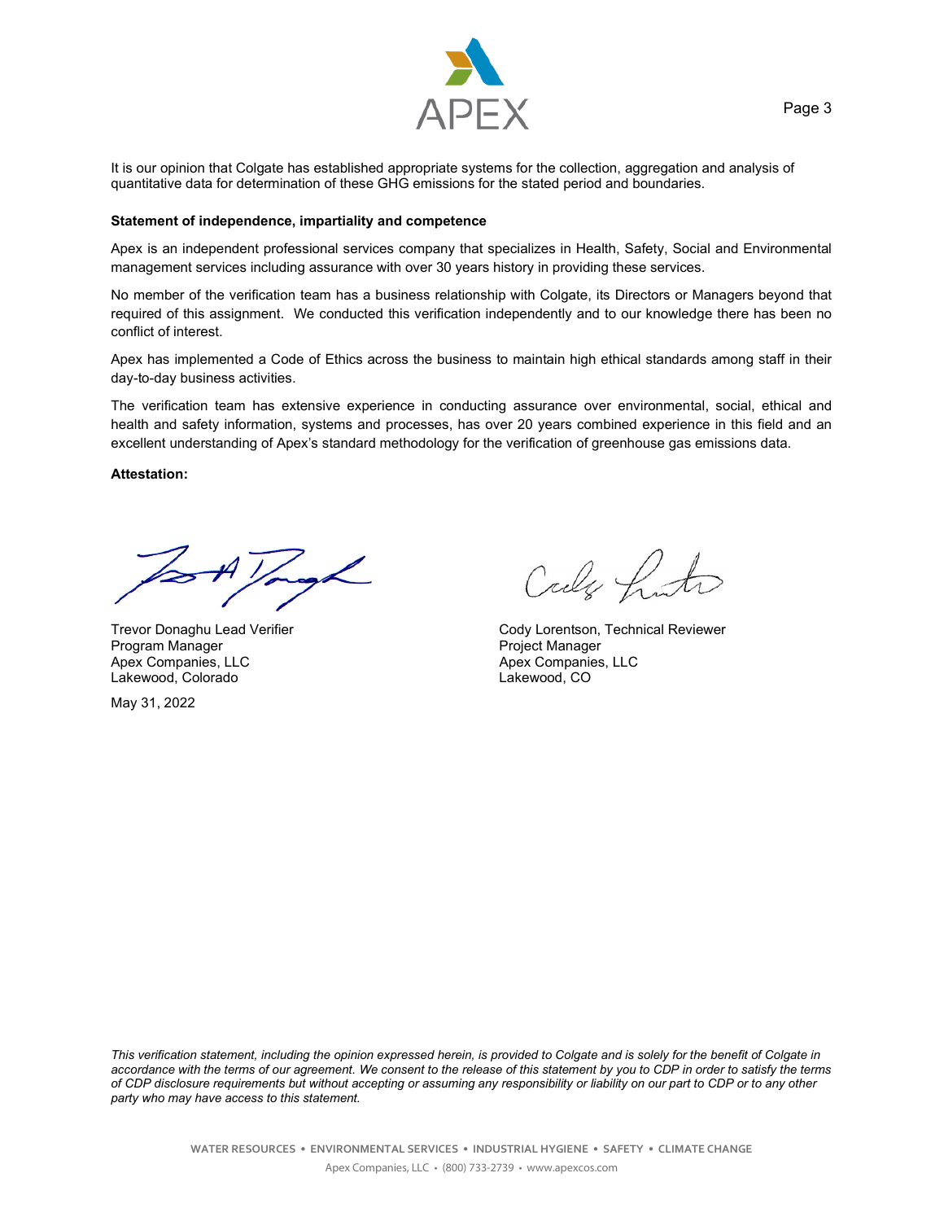It is our opinion that Colgate has established appropriate systems for the collection, aggregation and analysis of quantitative data for determination of these GHG emissions for the stated period and boundaries.

**Statement of independence, impartiality and competence**

Apex is an independent professional services company that specializes in Health, Safety, Social and Environmental management services including assurance with over 30 years history in providing these services.

No member of the verification team has a business relationship with Colgate, its Directors or Managers beyond that required of this assignment. We conducted this verification independently and to our knowledge there has been no conflict of interest.

Apex has implemented a Code of Ethics across the business to maintain high ethical standards among staff in their day-to-day business activities.

The verification team has extensive experience in conducting assurance over environmental, social, ethical and health and safety information, systems and processes, has over 20 years combined experience in this field and an excellent understanding of Apex's standard methodology for the verification of greenhouse gas emissions data.

**Attestation:**

Trevor Donaghu Lead Verifier
Program Manager
Apex Companies, LLC
Lakewood, Colorado

May 31, 2022

Cody Lorentson, Technical Reviewer
Project Manager
Apex Companies, LLC
Lakewood, CO

*This verification statement, including the opinion expressed herein, is provided to Colgate and is solely for the benefit of Colgate in accordance with the terms of our agreement. We consent to the release of this statement by you to CDP in order to satisfy the terms of CDP disclosure requirements but without accepting or assuming any responsibility or liability on our part to CDP or to any other party who may have access to this statement.*